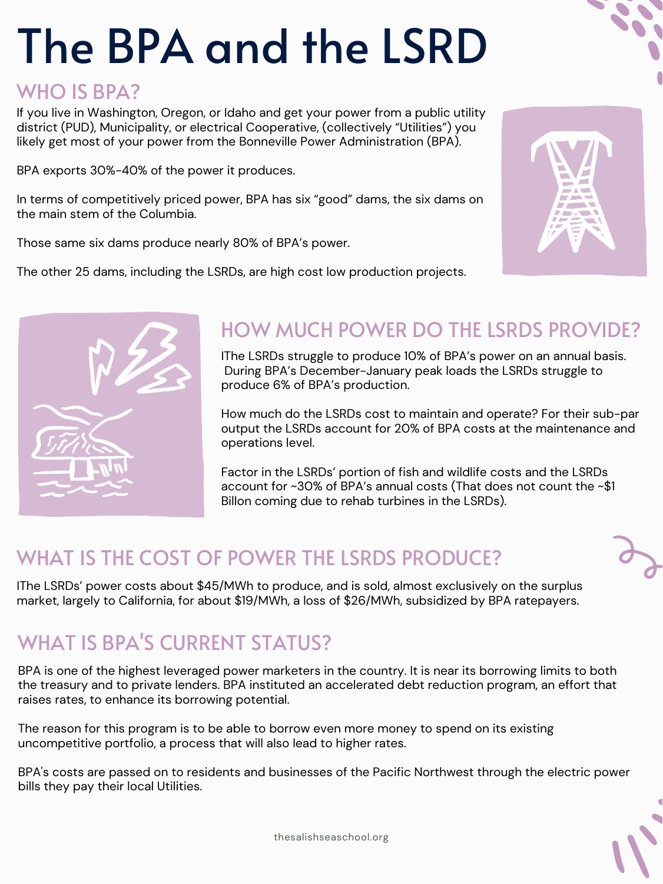# The BPA and the LSRD

## WHO IS BPA?

If you live in Washington, Oregon, or Idaho and get your power from a public utility district (PUD), Municipality, or electrical Cooperative, (collectively "Utilities") you likely get most of your power from the Bonneville Power Administration (BPA).

BPA exports 30%-40% of the power it produces.

In terms of competitively priced power, BPA has six "good" dams, the six dams on the main stem of the Columbia.

Those same six dams produce nearly 80% of BPA's power.

The other 25 dams, including the LSRDs, are high cost low production projects.

## HOW MUCH POWER DO THE LSRDS PROVIDE?

IThe LSRDs struggle to produce 10% of BPA's power on an annual basis. During BPA's December-January peak loads the LSRDs struggle to produce 6% of BPA's production.

How much do the LSRDs cost to maintain and operate? For their sub-par output the LSRDs account for 20% of BPA costs at the maintenance and operations level.

Factor in the LSRDs' portion of fish and wildlife costs and the LSRDs account for ~30% of BPA's annual costs (That does not count the ~$1 Billon coming due to rehab turbines in the LSRDs).

## WHAT IS THE COST OF POWER THE LSRDS PRODUCE?

IThe LSRDs' power costs about $45/MWh to produce, and is sold, almost exclusively on the surplus market, largely to California, for about $19/MWh, a loss of $26/MWh, subsidized by BPA ratepayers.

## WHAT IS BPA'S CURRENT STATUS?

BPA is one of the highest leveraged power marketers in the country. It is near its borrowing limits to both the treasury and to private lenders. BPA instituted an accelerated debt reduction program, an effort that raises rates, to enhance its borrowing potential.

The reason for this program is to be able to borrow even more money to spend on its existing uncompetitive portfolio, a process that will also lead to higher rates.

BPA's costs are passed on to residents and businesses of the Pacific Northwest through the electric power bills they pay their local Utilities.

thesalishseaschool.org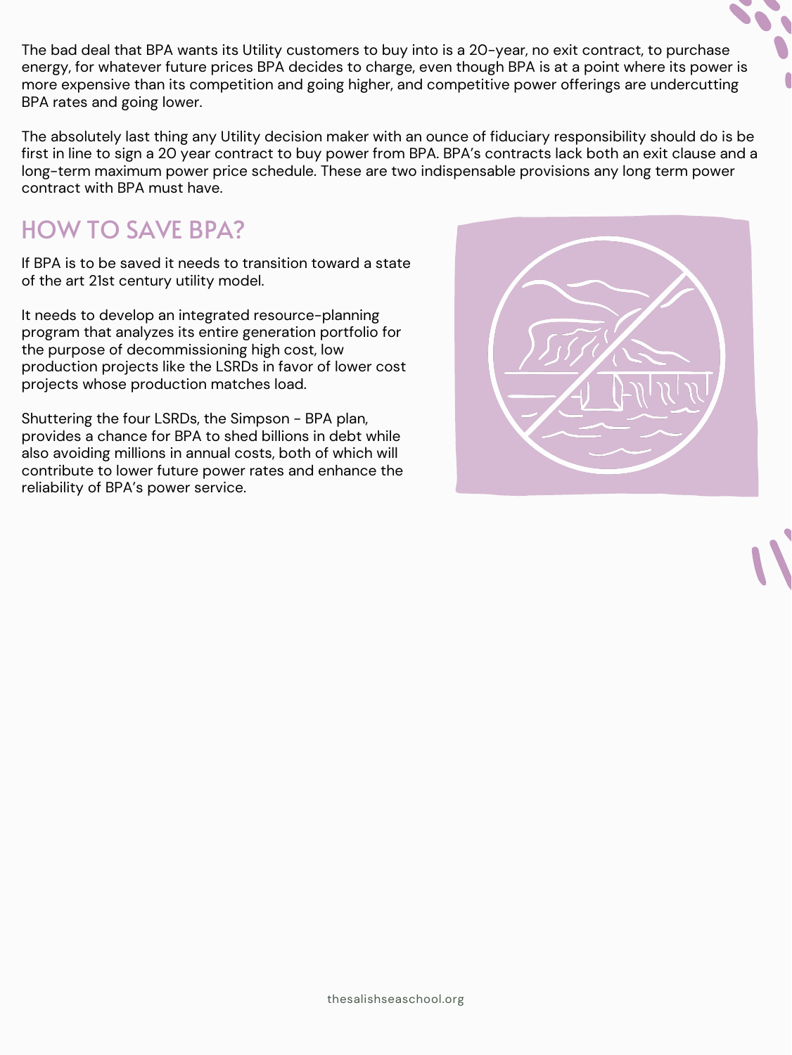The bad deal that BPA wants its Utility customers to buy into is a 20-year, no exit contract, to purchase energy, for whatever future prices BPA decides to charge, even though BPA is at a point where its power is more expensive than its competition and going higher, and competitive power offerings are undercutting BPA rates and going lower.

The absolutely last thing any Utility decision maker with an ounce of fiduciary responsibility should do is be first in line to sign a 20 year contract to buy power from BPA. BPA's contracts lack both an exit clause and a long-term maximum power price schedule. These are two indispensable provisions any long term power contract with BPA must have.

## HOW TO SAVE BPA?

If BPA is to be saved it needs to transition toward a state of the art 21st century utility model.

It needs to develop an integrated resource-planning program that analyzes its entire generation portfolio for the purpose of decommissioning high cost, low production projects like the LSRDs in favor of lower cost projects whose production matches load.

Shuttering the four LSRDs, the Simpson - BPA plan, provides a chance for BPA to shed billions in debt while also avoiding millions in annual costs, both of which will contribute to lower future power rates and enhance the reliability of BPA's power service.